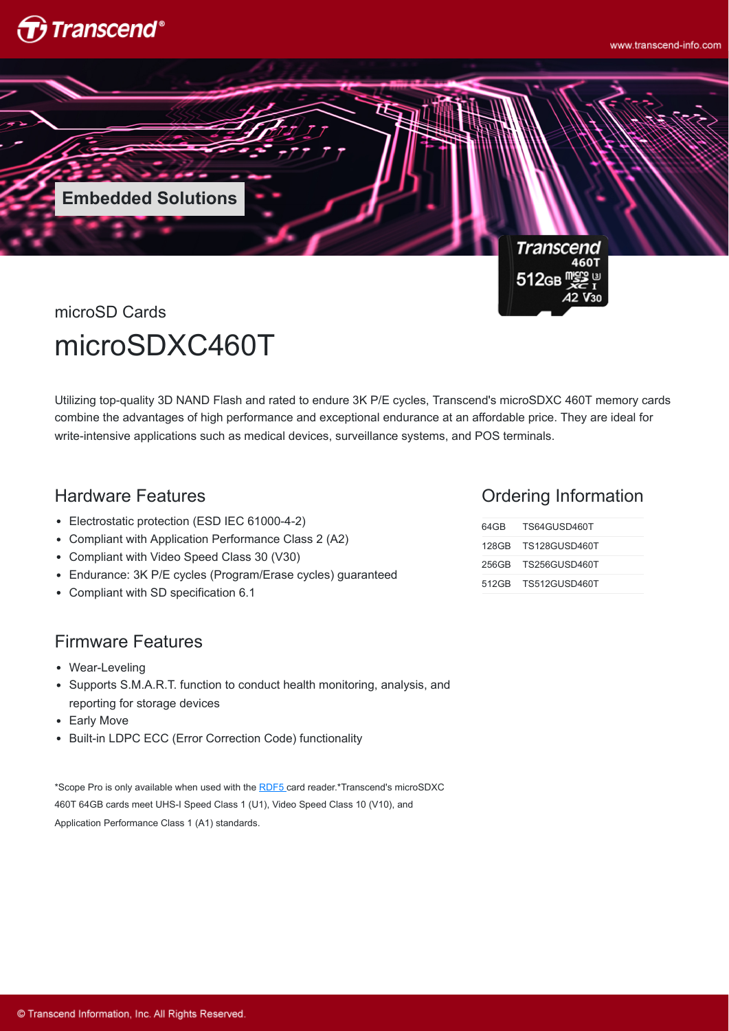Embedded Solutions

microSD Cards

# microSDXC460T

Utilizing top-quality 3D NAND Flash and rated to endure 3K P/E cycles, Transcend's microSDXC 460T memory cards combine the advantages of high performance and exceptional endurance at an affordable price. They are ideal for write-intensive applications such as medical devices, surveillance systems, and POS terminals.

## Hardware Features

- Electrostatic protection (ESD IEC 61000-4-2)
- Compliant with Application Performance Class 2 (A2)
- Compliant with Video Speed Class 30 (V30)
- Endurance: 3K P/E cycles (Program/Erase cycles) guaranteed
- Compliant with SD specification 6.1

## Firmware Features

- Wear-Leveling
- Supports S.M.A.R.T. function to conduct health monitoring, analysis, and reporting for storage devices
- Early Move
- Built-in LDPC ECC (Error Correction Code) functionality

## Ordering Information

| Capacity | Part Number |
|---|---|
| 64GB | TS64GUSD460T |
| 128GB | TS128GUSD460T |
| 256GB | TS256GUSD460T |
| 512GB | TS512GUSD460T |

*Scope Pro is only available when used with the RDF5 card reader.*Transcend's microSDXC 460T 64GB cards meet UHS-I Speed Class 1 (U1), Video Speed Class 10 (V10), and Application Performance Class 1 (A1) standards.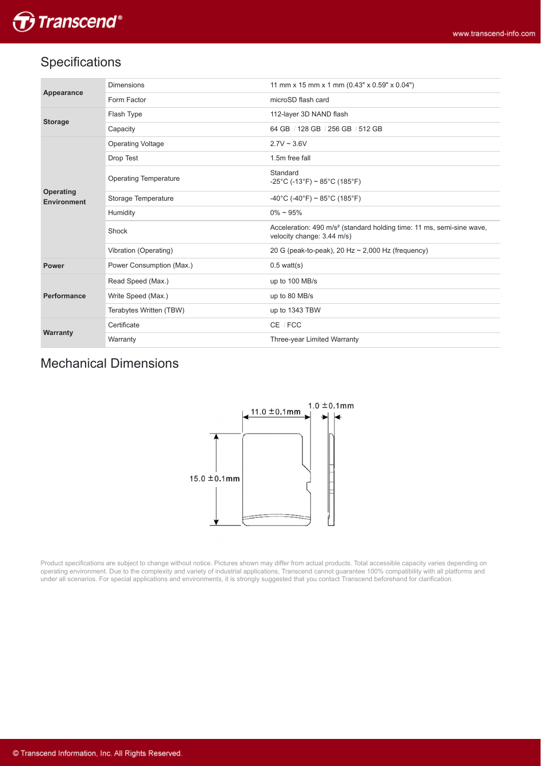## Specifications

| | | |
|---|---|---|
| **Appearance** | Dimensions | 11 mm x 15 mm x 1 mm (0.43" x 0.59" x 0.04") |
| | Form Factor | microSD flash card |
| **Storage** | Flash Type | 112-layer 3D NAND flash |
| | Capacity | 64 GB / 128 GB / 256 GB / 512 GB |
| **Operating Environment** | Operating Voltage | 2.7V ~ 3.6V |
| | Drop Test | 1.5m free fall |
| | Operating Temperature | Standard<br>-25°C (-13°F) ~ 85°C (185°F) |
| | Storage Temperature | -40°C (-40°F) ~ 85°C (185°F) |
| | Humidity | 0% ~ 95% |
| | Shock | Acceleration: 490 m/s² (standard holding time: 11 ms, semi-sine wave, velocity change: 3.44 m/s) |
| | Vibration (Operating) | 20 G (peak-to-peak), 20 Hz ~ 2,000 Hz (frequency) |
| **Power** | Power Consumption (Max.) | 0.5 watt(s) |
| **Performance** | Read Speed (Max.) | up to 100 MB/s |
| | Write Speed (Max.) | up to 80 MB/s |
| | Terabytes Written (TBW) | up to 1343 TBW |
| **Warranty** | Certificate | CE / FCC |
| | Warranty | Three-year Limited Warranty |

## Mechanical Dimensions

11.0 ±0.1mm

1.0 ±0.1mm

15.0 ±0.1mm

Product specifications are subject to change without notice. Pictures shown may differ from actual products. Total accessible capacity varies depending on operating environment. Due to the complexity and variety of industrial applications, Transcend cannot guarantee 100% compatibility with all platforms and under all scenarios. For special applications and environments, it is strongly suggested that you contact Transcend beforehand for clarification.